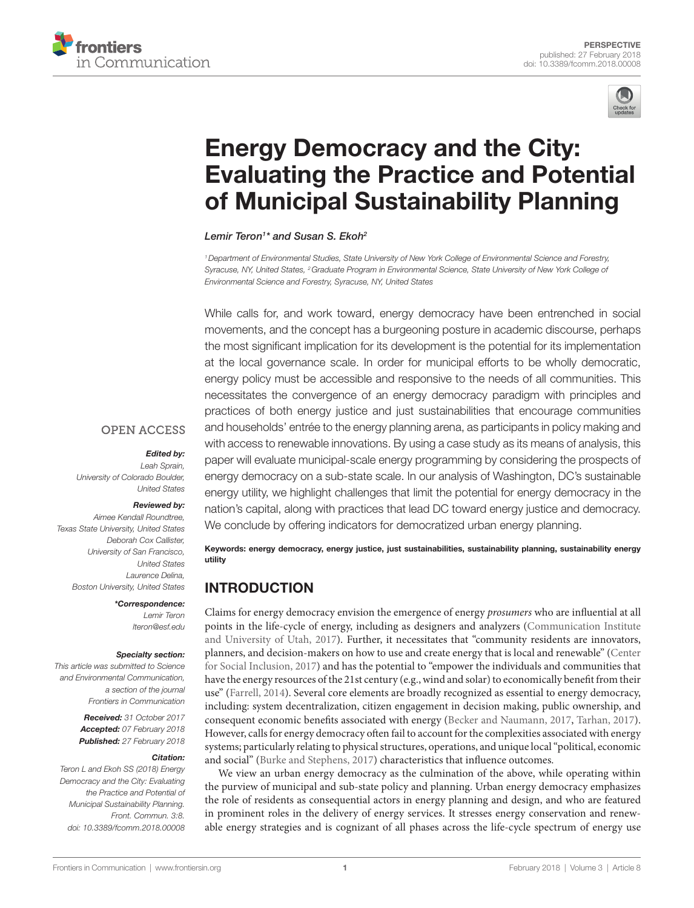PERSPECTIVE
published: 27 February 2018
doi: 10.3389/fcomm.2018.00008

# Energy Democracy and the City: Evaluating the Practice and Potential of Municipal Sustainability Planning

*Lemir Teron[1]\* and Susan S. Ekoh[2]*

[1] Department of Environmental Studies, State University of New York College of Environmental Science and Forestry, Syracuse, NY, United States, [2] Graduate Program in Environmental Science, State University of New York College of Environmental Science and Forestry, Syracuse, NY, United States

While calls for, and work toward, energy democracy have been entrenched in social movements, and the concept has a burgeoning posture in academic discourse, perhaps the most significant implication for its development is the potential for its implementation at the local governance scale. In order for municipal efforts to be wholly democratic, energy policy must be accessible and responsive to the needs of all communities. This necessitates the convergence of an energy democracy paradigm with principles and practices of both energy justice and just sustainabilities that encourage communities and households' entrée to the energy planning arena, as participants in policy making and with access to renewable innovations. By using a case study as its means of analysis, this paper will evaluate municipal-scale energy programming by considering the prospects of energy democracy on a sub-state scale. In our analysis of Washington, DC's sustainable energy utility, we highlight challenges that limit the potential for energy democracy in the nation's capital, along with practices that lead DC toward energy justice and democracy. We conclude by offering indicators for democratized urban energy planning.

**Keywords: energy democracy, energy justice, just sustainabilities, sustainability planning, sustainability energy utility**

OPEN ACCESS

***Edited by:***
*Leah Sprain,*
*University of Colorado Boulder, United States*

***Reviewed by:***
*Aimee Kendall Roundtree,*
*Texas State University, United States*
*Deborah Cox Callister,*
*University of San Francisco, United States*
*Laurence Delina,*
*Boston University, United States*

***\*Correspondence:***
*Lemir Teron*
*lteron@esf.edu*

***Specialty section:***
*This article was submitted to Science and Environmental Communication, a section of the journal Frontiers in Communication*

***Received:*** *31 October 2017*
***Accepted:*** *07 February 2018*
***Published:*** *27 February 2018*

***Citation:***
*Teron L and Ekoh SS (2018) Energy Democracy and the City: Evaluating the Practice and Potential of Municipal Sustainability Planning. Front. Commun. 3:8. doi: 10.3389/fcomm.2018.00008*

## INTRODUCTION

Claims for energy democracy envision the emergence of energy *prosumers* who are influential at all points in the life-cycle of energy, including as designers and analyzers (Communication Institute and University of Utah, 2017). Further, it necessitates that "community residents are innovators, planners, and decision-makers on how to use and create energy that is local and renewable" (Center for Social Inclusion, 2017) and has the potential to "empower the individuals and communities that have the energy resources of the 21st century (e.g., wind and solar) to economically benefit from their use" (Farrell, 2014). Several core elements are broadly recognized as essential to energy democracy, including: system decentralization, citizen engagement in decision making, public ownership, and consequent economic benefits associated with energy (Becker and Naumann, 2017, Tarhan, 2017). However, calls for energy democracy often fail to account for the complexities associated with energy systems; particularly relating to physical structures, operations, and unique local "political, economic and social" (Burke and Stephens, 2017) characteristics that influence outcomes.

We view an urban energy democracy as the culmination of the above, while operating within the purview of municipal and sub-state policy and planning. Urban energy democracy emphasizes the role of residents as consequential actors in energy planning and design, and who are featured in prominent roles in the delivery of energy services. It stresses energy conservation and renewable energy strategies and is cognizant of all phases across the life-cycle spectrum of energy use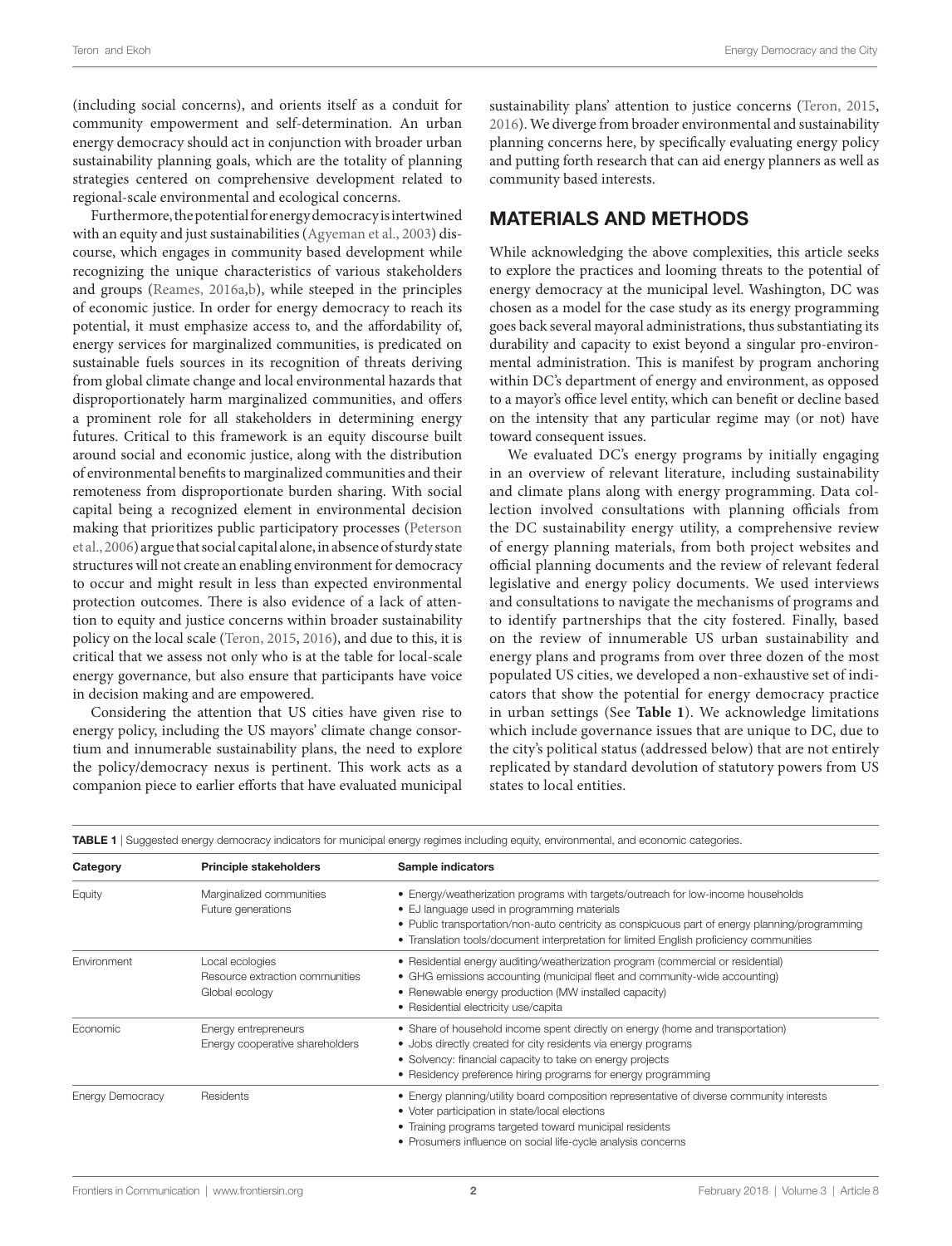(including social concerns), and orients itself as a conduit for community empowerment and self-determination. An urban energy democracy should act in conjunction with broader urban sustainability planning goals, which are the totality of planning strategies centered on comprehensive development related to regional-scale environmental and ecological concerns.

Furthermore, the potential for energy democracy is intertwined with an equity and just sustainabilities (Agyeman et al., 2003) discourse, which engages in community based development while recognizing the unique characteristics of various stakeholders and groups (Reames, 2016a,b), while steeped in the principles of economic justice. In order for energy democracy to reach its potential, it must emphasize access to, and the affordability of, energy services for marginalized communities, is predicated on sustainable fuels sources in its recognition of threats deriving from global climate change and local environmental hazards that disproportionately harm marginalized communities, and offers a prominent role for all stakeholders in determining energy futures. Critical to this framework is an equity discourse built around social and economic justice, along with the distribution of environmental benefits to marginalized communities and their remoteness from disproportionate burden sharing. With social capital being a recognized element in environmental decision making that prioritizes public participatory processes (Peterson et al., 2006) argue that social capital alone, in absence of sturdy state structures will not create an enabling environment for democracy to occur and might result in less than expected environmental protection outcomes. There is also evidence of a lack of attention to equity and justice concerns within broader sustainability policy on the local scale (Teron, 2015, 2016), and due to this, it is critical that we assess not only who is at the table for local-scale energy governance, but also ensure that participants have voice in decision making and are empowered.

Considering the attention that US cities have given rise to energy policy, including the US mayors' climate change consortium and innumerable sustainability plans, the need to explore the policy/democracy nexus is pertinent. This work acts as a companion piece to earlier efforts that have evaluated municipal sustainability plans' attention to justice concerns (Teron, 2015, 2016). We diverge from broader environmental and sustainability planning concerns here, by specifically evaluating energy policy and putting forth research that can aid energy planners as well as community based interests.

## MATERIALS AND METHODS

While acknowledging the above complexities, this article seeks to explore the practices and looming threats to the potential of energy democracy at the municipal level. Washington, DC was chosen as a model for the case study as its energy programming goes back several mayoral administrations, thus substantiating its durability and capacity to exist beyond a singular pro-environmental administration. This is manifest by program anchoring within DC's department of energy and environment, as opposed to a mayor's office level entity, which can benefit or decline based on the intensity that any particular regime may (or not) have toward consequent issues.

We evaluated DC's energy programs by initially engaging in an overview of relevant literature, including sustainability and climate plans along with energy programming. Data collection involved consultations with planning officials from the DC sustainability energy utility, a comprehensive review of energy planning materials, from both project websites and official planning documents and the review of relevant federal legislative and energy policy documents. We used interviews and consultations to navigate the mechanisms of programs and to identify partnerships that the city fostered. Finally, based on the review of innumerable US urban sustainability and energy plans and programs from over three dozen of the most populated US cities, we developed a non-exhaustive set of indicators that show the potential for energy democracy practice in urban settings (See **Table 1**). We acknowledge limitations which include governance issues that are unique to DC, due to the city's political status (addressed below) that are not entirely replicated by standard devolution of statutory powers from US states to local entities.

**TABLE 1** | Suggested energy democracy indicators for municipal energy regimes including equity, environmental, and economic categories.

| Category | Principle stakeholders | Sample indicators |
|---|---|---|
| Equity | Marginalized communities<br>Future generations | • Energy/weatherization programs with targets/outreach for low-income households<br>• EJ language used in programming materials<br>• Public transportation/non-auto centricity as conspicuous part of energy planning/programming<br>• Translation tools/document interpretation for limited English proficiency communities |
| Environment | Local ecologies<br>Resource extraction communities<br>Global ecology | • Residential energy auditing/weatherization program (commercial or residential)<br>• GHG emissions accounting (municipal fleet and community-wide accounting)<br>• Renewable energy production (MW installed capacity)<br>• Residential electricity use/capita |
| Economic | Energy entrepreneurs<br>Energy cooperative shareholders | • Share of household income spent directly on energy (home and transportation)<br>• Jobs directly created for city residents via energy programs<br>• Solvency: financial capacity to take on energy projects<br>• Residency preference hiring programs for energy programming |
| Energy Democracy | Residents | • Energy planning/utility board composition representative of diverse community interests<br>• Voter participation in state/local elections<br>• Training programs targeted toward municipal residents<br>• Prosumers influence on social life-cycle analysis concerns |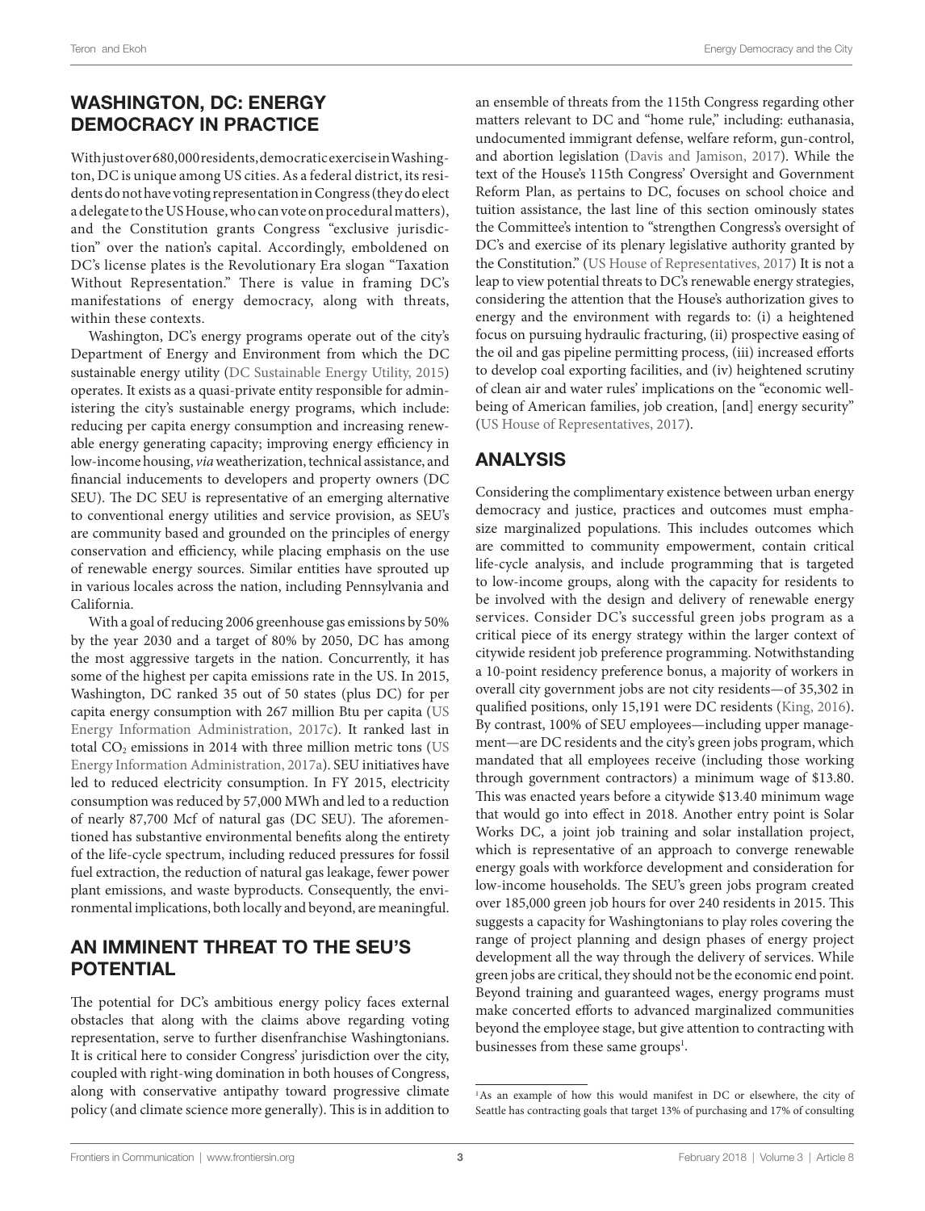## WASHINGTON, DC: ENERGY DEMOCRACY IN PRACTICE

With just over 680,000 residents, democratic exercise in Washington, DC is unique among US cities. As a federal district, its residents do not have voting representation in Congress (they do elect a delegate to the US House, who can vote on procedural matters), and the Constitution grants Congress "exclusive jurisdiction" over the nation's capital. Accordingly, emboldened on DC's license plates is the Revolutionary Era slogan "Taxation Without Representation." There is value in framing DC's manifestations of energy democracy, along with threats, within these contexts.

Washington, DC's energy programs operate out of the city's Department of Energy and Environment from which the DC sustainable energy utility (DC Sustainable Energy Utility, 2015) operates. It exists as a quasi-private entity responsible for administering the city's sustainable energy programs, which include: reducing per capita energy consumption and increasing renewable energy generating capacity; improving energy efficiency in low-income housing, *via* weatherization, technical assistance, and financial inducements to developers and property owners (DC SEU). The DC SEU is representative of an emerging alternative to conventional energy utilities and service provision, as SEU's are community based and grounded on the principles of energy conservation and efficiency, while placing emphasis on the use of renewable energy sources. Similar entities have sprouted up in various locales across the nation, including Pennsylvania and California.

With a goal of reducing 2006 greenhouse gas emissions by 50% by the year 2030 and a target of 80% by 2050, DC has among the most aggressive targets in the nation. Concurrently, it has some of the highest per capita emissions rate in the US. In 2015, Washington, DC ranked 35 out of 50 states (plus DC) for per capita energy consumption with 267 million Btu per capita (US Energy Information Administration, 2017c). It ranked last in total $CO_2$ emissions in 2014 with three million metric tons (US Energy Information Administration, 2017a). SEU initiatives have led to reduced electricity consumption. In FY 2015, electricity consumption was reduced by 57,000 MWh and led to a reduction of nearly 87,700 Mcf of natural gas (DC SEU). The aforementioned has substantive environmental benefits along the entirety of the life-cycle spectrum, including reduced pressures for fossil fuel extraction, the reduction of natural gas leakage, fewer power plant emissions, and waste byproducts. Consequently, the environmental implications, both locally and beyond, are meaningful.

## AN IMMINENT THREAT TO THE SEU'S POTENTIAL

The potential for DC's ambitious energy policy faces external obstacles that along with the claims above regarding voting representation, serve to further disenfranchise Washingtonians. It is critical here to consider Congress' jurisdiction over the city, coupled with right-wing domination in both houses of Congress, along with conservative antipathy toward progressive climate policy (and climate science more generally). This is in addition to an ensemble of threats from the 115th Congress regarding other matters relevant to DC and "home rule," including: euthanasia, undocumented immigrant defense, welfare reform, gun-control, and abortion legislation (Davis and Jamison, 2017). While the text of the House's 115th Congress' Oversight and Government Reform Plan, as pertains to DC, focuses on school choice and tuition assistance, the last line of this section ominously states the Committee's intention to "strengthen Congress's oversight of DC's and exercise of its plenary legislative authority granted by the Constitution." (US House of Representatives, 2017) It is not a leap to view potential threats to DC's renewable energy strategies, considering the attention that the House's authorization gives to energy and the environment with regards to: (i) a heightened focus on pursuing hydraulic fracturing, (ii) prospective easing of the oil and gas pipeline permitting process, (iii) increased efforts to develop coal exporting facilities, and (iv) heightened scrutiny of clean air and water rules' implications on the "economic well-being of American families, job creation, [and] energy security" (US House of Representatives, 2017).

## ANALYSIS

Considering the complimentary existence between urban energy democracy and justice, practices and outcomes must emphasize marginalized populations. This includes outcomes which are committed to community empowerment, contain critical life-cycle analysis, and include programming that is targeted to low-income groups, along with the capacity for residents to be involved with the design and delivery of renewable energy services. Consider DC's successful green jobs program as a critical piece of its energy strategy within the larger context of citywide resident job preference programming. Notwithstanding a 10-point residency preference bonus, a majority of workers in overall city government jobs are not city residents—of 35,302 in qualified positions, only 15,191 were DC residents (King, 2016). By contrast, 100% of SEU employees—including upper management—are DC residents and the city's green jobs program, which mandated that all employees receive (including those working through government contractors) a minimum wage of $13.80. This was enacted years before a citywide $13.40 minimum wage that would go into effect in 2018. Another entry point is Solar Works DC, a joint job training and solar installation project, which is representative of an approach to converge renewable energy goals with workforce development and consideration for low-income households. The SEU's green jobs program created over 185,000 green job hours for over 240 residents in 2015. This suggests a capacity for Washingtonians to play roles covering the range of project planning and design phases of energy project development all the way through the delivery of services. While green jobs are critical, they should not be the economic end point. Beyond training and guaranteed wages, energy programs must make concerted efforts to advanced marginalized communities beyond the employee stage, but give attention to contracting with businesses from these same groups[1].

[1]As an example of how this would manifest in DC or elsewhere, the city of Seattle has contracting goals that target 13% of purchasing and 17% of consulting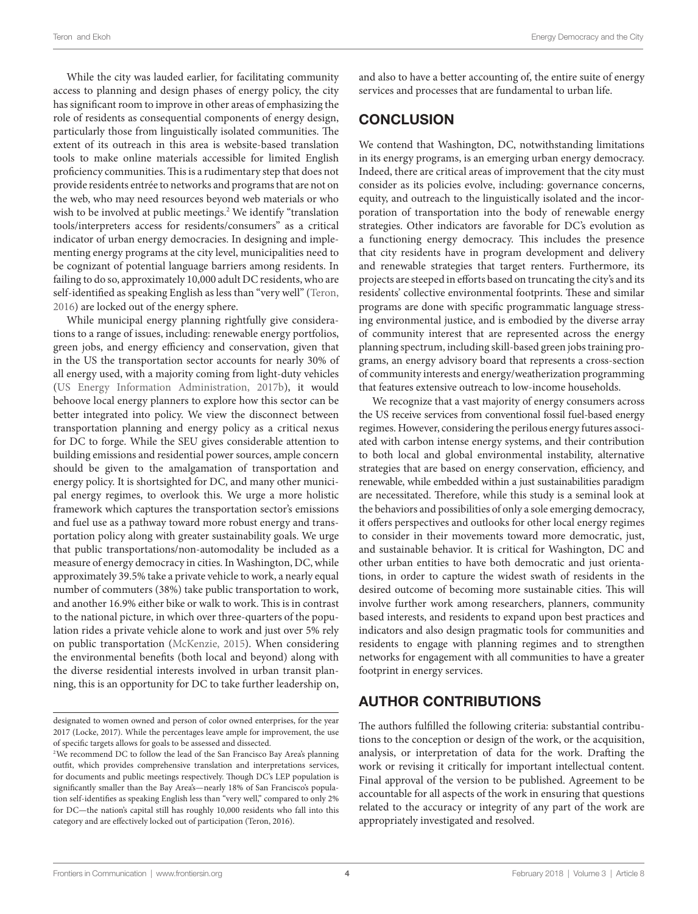While the city was lauded earlier, for facilitating community access to planning and design phases of energy policy, the city has significant room to improve in other areas of emphasizing the role of residents as consequential components of energy design, particularly those from linguistically isolated communities. The extent of its outreach in this area is website-based translation tools to make online materials accessible for limited English proficiency communities. This is a rudimentary step that does not provide residents entrée to networks and programs that are not on the web, who may need resources beyond web materials or who wish to be involved at public meetings.[2] We identify "translation tools/interpreters access for residents/consumers" as a critical indicator of urban energy democracies. In designing and implementing energy programs at the city level, municipalities need to be cognizant of potential language barriers among residents. In failing to do so, approximately 10,000 adult DC residents, who are self-identified as speaking English as less than "very well" (Teron, 2016) are locked out of the energy sphere.

While municipal energy planning rightfully give considerations to a range of issues, including: renewable energy portfolios, green jobs, and energy efficiency and conservation, given that in the US the transportation sector accounts for nearly 30% of all energy used, with a majority coming from light-duty vehicles (US Energy Information Administration, 2017b), it would behoove local energy planners to explore how this sector can be better integrated into policy. We view the disconnect between transportation planning and energy policy as a critical nexus for DC to forge. While the SEU gives considerable attention to building emissions and residential power sources, ample concern should be given to the amalgamation of transportation and energy policy. It is shortsighted for DC, and many other municipal energy regimes, to overlook this. We urge a more holistic framework which captures the transportation sector's emissions and fuel use as a pathway toward more robust energy and transportation policy along with greater sustainability goals. We urge that public transportations/non-automodality be included as a measure of energy democracy in cities. In Washington, DC, while approximately 39.5% take a private vehicle to work, a nearly equal number of commuters (38%) take public transportation to work, and another 16.9% either bike or walk to work. This is in contrast to the national picture, in which over three-quarters of the population rides a private vehicle alone to work and just over 5% rely on public transportation (McKenzie, 2015). When considering the environmental benefits (both local and beyond) along with the diverse residential interests involved in urban transit planning, this is an opportunity for DC to take further leadership on, and also to have a better accounting of, the entire suite of energy services and processes that are fundamental to urban life.

## CONCLUSION

We contend that Washington, DC, notwithstanding limitations in its energy programs, is an emerging urban energy democracy. Indeed, there are critical areas of improvement that the city must consider as its policies evolve, including: governance concerns, equity, and outreach to the linguistically isolated and the incorporation of transportation into the body of renewable energy strategies. Other indicators are favorable for DC's evolution as a functioning energy democracy. This includes the presence that city residents have in program development and delivery and renewable strategies that target renters. Furthermore, its projects are steeped in efforts based on truncating the city's and its residents' collective environmental footprints. These and similar programs are done with specific programmatic language stressing environmental justice, and is embodied by the diverse array of community interest that are represented across the energy planning spectrum, including skill-based green jobs training programs, an energy advisory board that represents a cross-section of community interests and energy/weatherization programming that features extensive outreach to low-income households.

We recognize that a vast majority of energy consumers across the US receive services from conventional fossil fuel-based energy regimes. However, considering the perilous energy futures associated with carbon intense energy systems, and their contribution to both local and global environmental instability, alternative strategies that are based on energy conservation, efficiency, and renewable, while embedded within a just sustainabilities paradigm are necessitated. Therefore, while this study is a seminal look at the behaviors and possibilities of only a sole emerging democracy, it offers perspectives and outlooks for other local energy regimes to consider in their movements toward more democratic, just, and sustainable behavior. It is critical for Washington, DC and other urban entities to have both democratic and just orientations, in order to capture the widest swath of residents in the desired outcome of becoming more sustainable cities. This will involve further work among researchers, planners, community based interests, and residents to expand upon best practices and indicators and also design pragmatic tools for communities and residents to engage with planning regimes and to strengthen networks for engagement with all communities to have a greater footprint in energy services.

## AUTHOR CONTRIBUTIONS

The authors fulfilled the following criteria: substantial contributions to the conception or design of the work, or the acquisition, analysis, or interpretation of data for the work. Drafting the work or revising it critically for important intellectual content. Final approval of the version to be published. Agreement to be accountable for all aspects of the work in ensuring that questions related to the accuracy or integrity of any part of the work are appropriately investigated and resolved.

---

designated to women owned and person of color owned enterprises, for the year 2017 (Locke, 2017). While the percentages leave ample for improvement, the use of specific targets allows for goals to be assessed and dissected.

[2] We recommend DC to follow the lead of the San Francisco Bay Area's planning outfit, which provides comprehensive translation and interpretations services, for documents and public meetings respectively. Though DC's LEP population is significantly smaller than the Bay Area's—nearly 18% of San Francisco's population self-identifies as speaking English less than "very well," compared to only 2% for DC—the nation's capital still has roughly 10,000 residents who fall into this category and are effectively locked out of participation (Teron, 2016).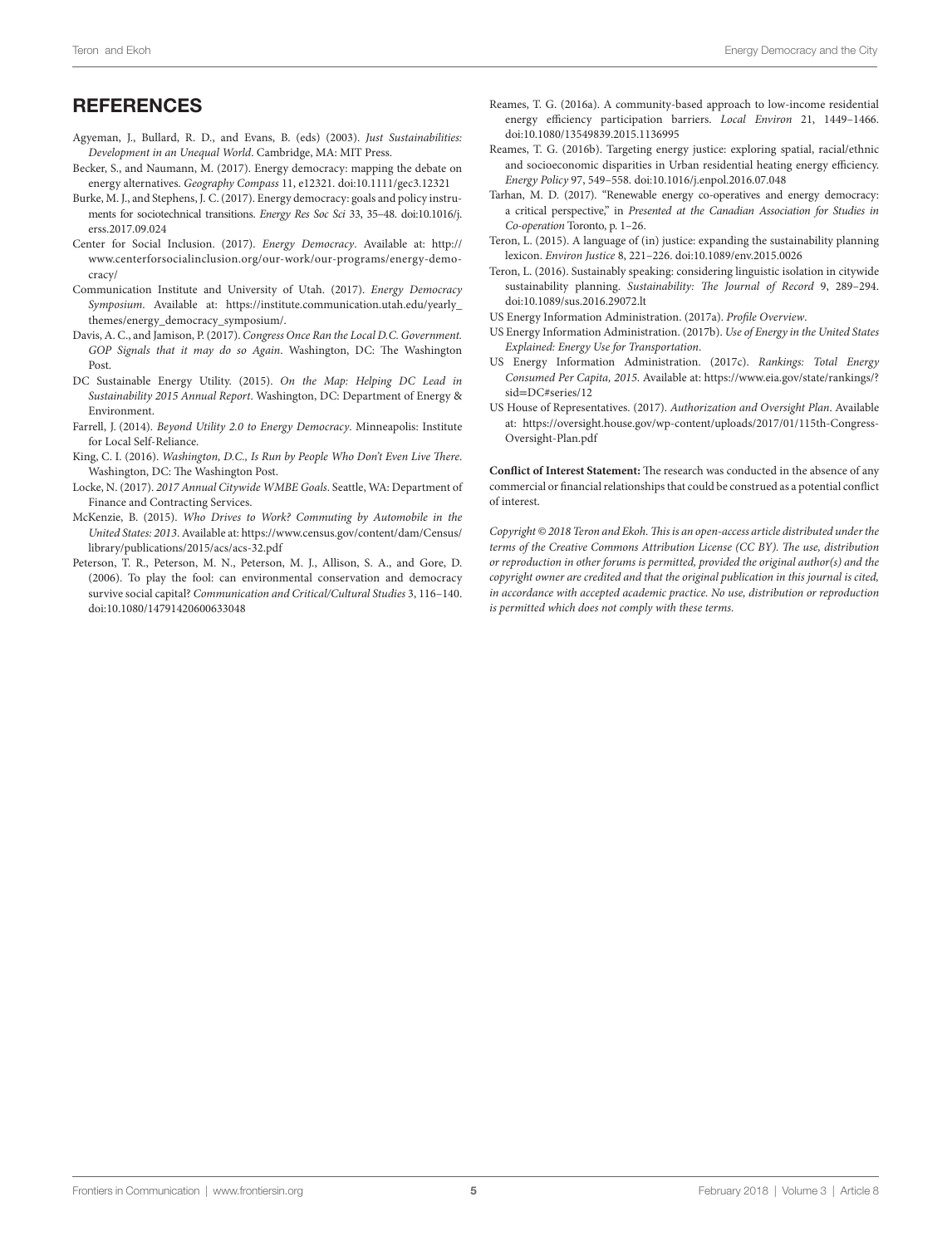## REFERENCES

Agyeman, J., Bullard, R. D., and Evans, B. (eds) (2003). *Just Sustainabilities: Development in an Unequal World*. Cambridge, MA: MIT Press.

Becker, S., and Naumann, M. (2017). Energy democracy: mapping the debate on energy alternatives. *Geography Compass* 11, e12321. doi:10.1111/gec3.12321

Burke, M. J., and Stephens, J. C. (2017). Energy democracy: goals and policy instruments for sociotechnical transitions. *Energy Res Soc Sci* 33, 35–48. doi:10.1016/j.erss.2017.09.024

Center for Social Inclusion. (2017). *Energy Democracy*. Available at: http://www.centerforsocialinclusion.org/our-work/our-programs/energy-democracy/

Communication Institute and University of Utah. (2017). *Energy Democracy Symposium*. Available at: https://institute.communication.utah.edu/yearly_themes/energy_democracy_symposium/.

Davis, A. C., and Jamison, P. (2017). *Congress Once Ran the Local D.C. Government. GOP Signals that it may do so Again*. Washington, DC: The Washington Post.

DC Sustainable Energy Utility. (2015). *On the Map: Helping DC Lead in Sustainability 2015 Annual Report*. Washington, DC: Department of Energy & Environment.

Farrell, J. (2014). *Beyond Utility 2.0 to Energy Democracy*. Minneapolis: Institute for Local Self-Reliance.

King, C. I. (2016). *Washington, D.C., Is Run by People Who Don't Even Live There*. Washington, DC: The Washington Post.

Locke, N. (2017). *2017 Annual Citywide WMBE Goals*. Seattle, WA: Department of Finance and Contracting Services.

McKenzie, B. (2015). *Who Drives to Work? Commuting by Automobile in the United States: 2013*. Available at: https://www.census.gov/content/dam/Census/library/publications/2015/acs/acs-32.pdf

Peterson, T. R., Peterson, M. N., Peterson, M. J., Allison, S. A., and Gore, D. (2006). To play the fool: can environmental conservation and democracy survive social capital? *Communication and Critical/Cultural Studies* 3, 116–140. doi:10.1080/14791420600633048

Reames, T. G. (2016a). A community-based approach to low-income residential energy efficiency participation barriers. *Local Environ* 21, 1449–1466. doi:10.1080/13549839.2015.1136995

Reames, T. G. (2016b). Targeting energy justice: exploring spatial, racial/ethnic and socioeconomic disparities in Urban residential heating energy efficiency. *Energy Policy* 97, 549–558. doi:10.1016/j.enpol.2016.07.048

Tarhan, M. D. (2017). "Renewable energy co-operatives and energy democracy: a critical perspective," in *Presented at the Canadian Association for Studies in Co-operation* Toronto, p. 1–26.

Teron, L. (2015). A language of (in) justice: expanding the sustainability planning lexicon. *Environ Justice* 8, 221–226. doi:10.1089/env.2015.0026

Teron, L. (2016). Sustainably speaking: considering linguistic isolation in citywide sustainability planning. *Sustainability: The Journal of Record* 9, 289–294. doi:10.1089/sus.2016.29072.lt

US Energy Information Administration. (2017a). *Profile Overview*.

US Energy Information Administration. (2017b). *Use of Energy in the United States Explained: Energy Use for Transportation*.

US Energy Information Administration. (2017c). *Rankings: Total Energy Consumed Per Capita, 2015*. Available at: https://www.eia.gov/state/rankings/?sid=DC#series/12

US House of Representatives. (2017). *Authorization and Oversight Plan*. Available at: https://oversight.house.gov/wp-content/uploads/2017/01/115th-Congress-Oversight-Plan.pdf

**Conflict of Interest Statement:** The research was conducted in the absence of any commercial or financial relationships that could be construed as a potential conflict of interest.

*Copyright © 2018 Teron and Ekoh. This is an open-access article distributed under the terms of the Creative Commons Attribution License (CC BY). The use, distribution or reproduction in other forums is permitted, provided the original author(s) and the copyright owner are credited and that the original publication in this journal is cited, in accordance with accepted academic practice. No use, distribution or reproduction is permitted which does not comply with these terms.*